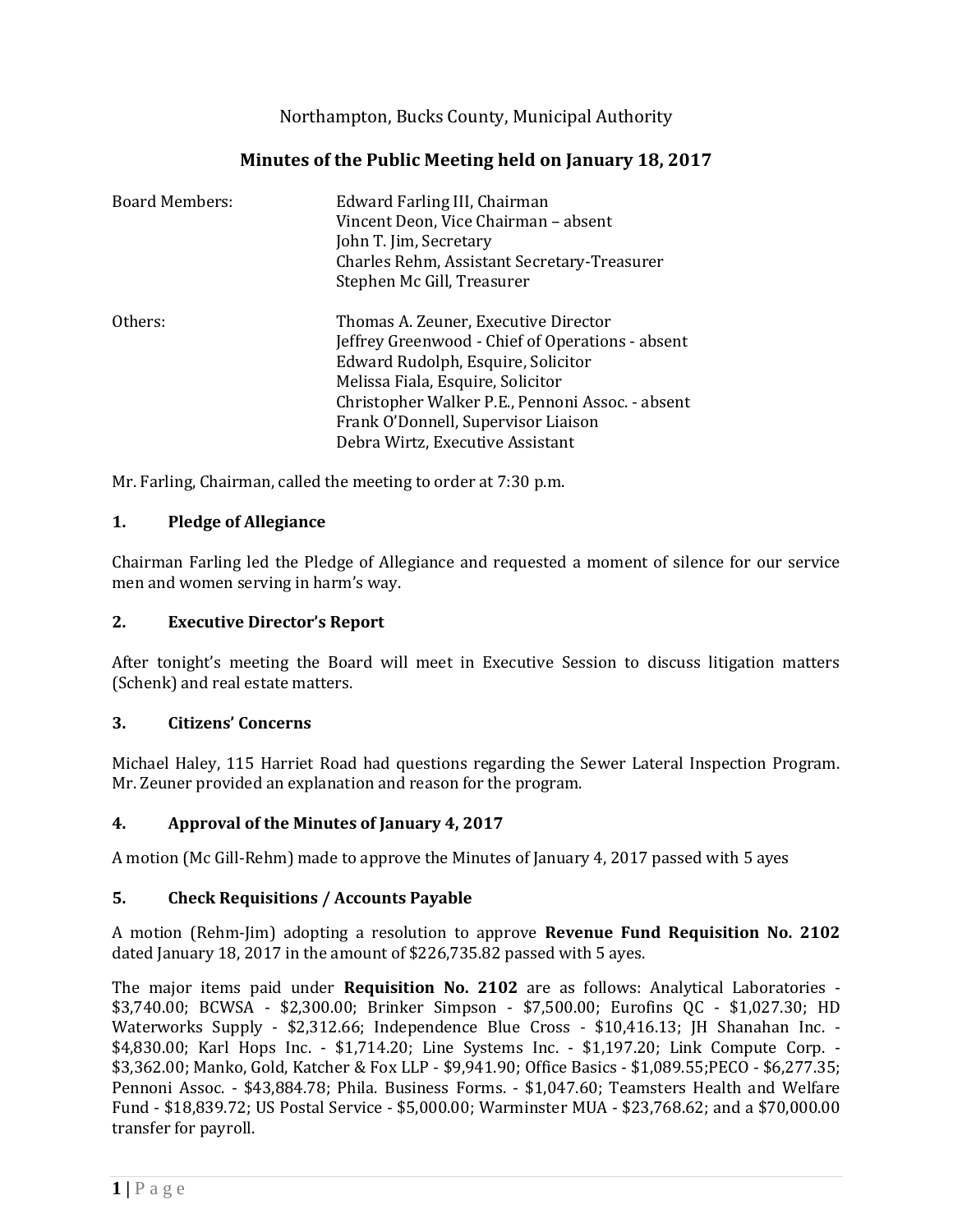Northampton, Bucks County, Municipal Authority

# Minutes of the Public Meeting held on January 18, 2017

| | |
|---|---|
| Board Members: | Edward Farling III, Chairman<br>Vincent Deon, Vice Chairman – absent<br>John T. Jim, Secretary<br>Charles Rehm, Assistant Secretary-Treasurer<br>Stephen Mc Gill, Treasurer |
| Others: | Thomas A. Zeuner, Executive Director<br>Jeffrey Greenwood - Chief of Operations - absent<br>Edward Rudolph, Esquire, Solicitor<br>Melissa Fiala, Esquire, Solicitor<br>Christopher Walker P.E., Pennoni Assoc. - absent<br>Frank O'Donnell, Supervisor Liaison<br>Debra Wirtz, Executive Assistant |

Mr. Farling, Chairman, called the meeting to order at 7:30 p.m.

## 1. Pledge of Allegiance

Chairman Farling led the Pledge of Allegiance and requested a moment of silence for our service men and women serving in harm's way.

## 2. Executive Director's Report

After tonight's meeting the Board will meet in Executive Session to discuss litigation matters (Schenk) and real estate matters.

## 3. Citizens' Concerns

Michael Haley, 115 Harriet Road had questions regarding the Sewer Lateral Inspection Program. Mr. Zeuner provided an explanation and reason for the program.

## 4. Approval of the Minutes of January 4, 2017

A motion (Mc Gill-Rehm) made to approve the Minutes of January 4, 2017 passed with 5 ayes

## 5. Check Requisitions / Accounts Payable

A motion (Rehm-Jim) adopting a resolution to approve **Revenue Fund Requisition No. 2102** dated January 18, 2017 in the amount of $226,735.82 passed with 5 ayes.

The major items paid under **Requisition No. 2102** are as follows: Analytical Laboratories - $3,740.00; BCWSA - $2,300.00; Brinker Simpson - $7,500.00; Eurofins QC - $1,027.30; HD Waterworks Supply - $2,312.66; Independence Blue Cross - $10,416.13; JH Shanahan Inc. - $4,830.00; Karl Hops Inc. - $1,714.20; Line Systems Inc. - $1,197.20; Link Compute Corp. - $3,362.00; Manko, Gold, Katcher & Fox LLP - $9,941.90; Office Basics - $1,089.55;PECO - $6,277.35; Pennoni Assoc. - $43,884.78; Phila. Business Forms. - $1,047.60; Teamsters Health and Welfare Fund - $18,839.72; US Postal Service - $5,000.00; Warminster MUA - $23,768.62; and a $70,000.00 transfer for payroll.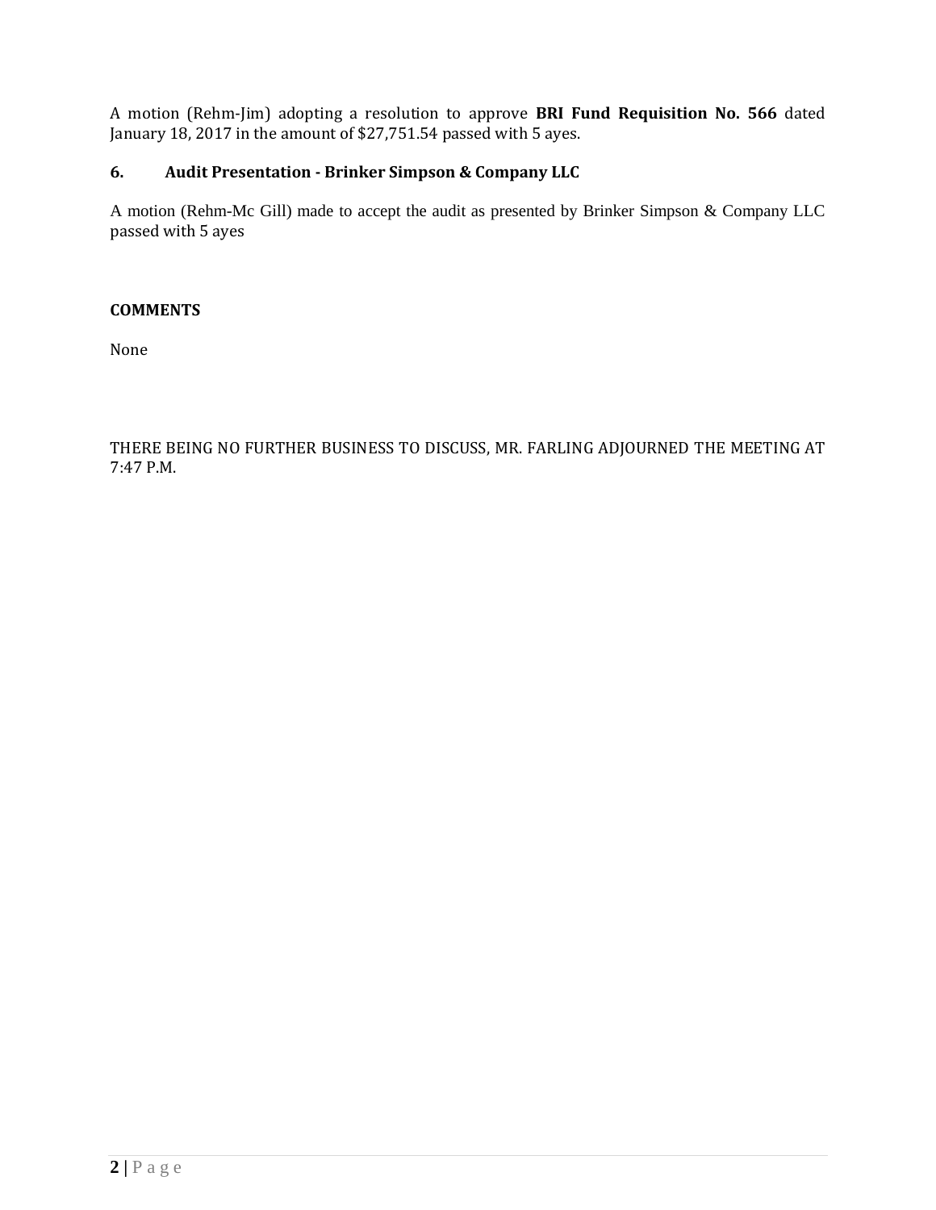A motion (Rehm-Jim) adopting a resolution to approve **BRI Fund Requisition No. 566** dated January 18, 2017 in the amount of $27,751.54 passed with 5 ayes.

### 6. Audit Presentation - Brinker Simpson & Company LLC

A motion (Rehm-Mc Gill) made to accept the audit as presented by Brinker Simpson & Company LLC passed with 5 ayes

**COMMENTS**

None

THERE BEING NO FURTHER BUSINESS TO DISCUSS, MR. FARLING ADJOURNED THE MEETING AT 7:47 P.M.